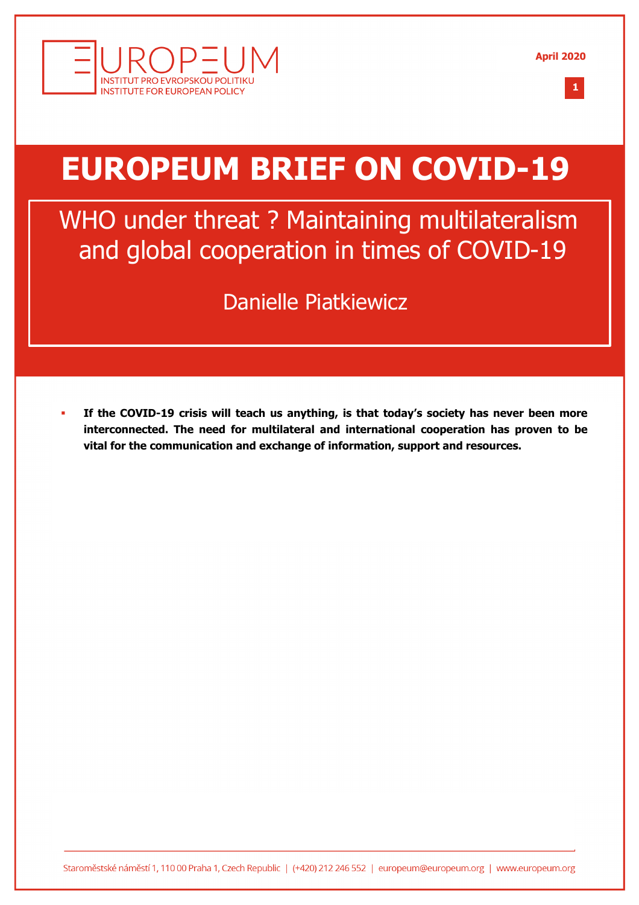# EUROPEUM BRIEF ON COVID-19

## WHO under threat ? Maintaining multilateralism and global cooperation in times of COVID-19

Danielle Piatkiewicz

- **If the COVID-19 crisis will teach us anything, is that today's society has never been more interconnected. The need for multilateral and international cooperation has proven to be vital for the communication and exchange of information, support and resources.**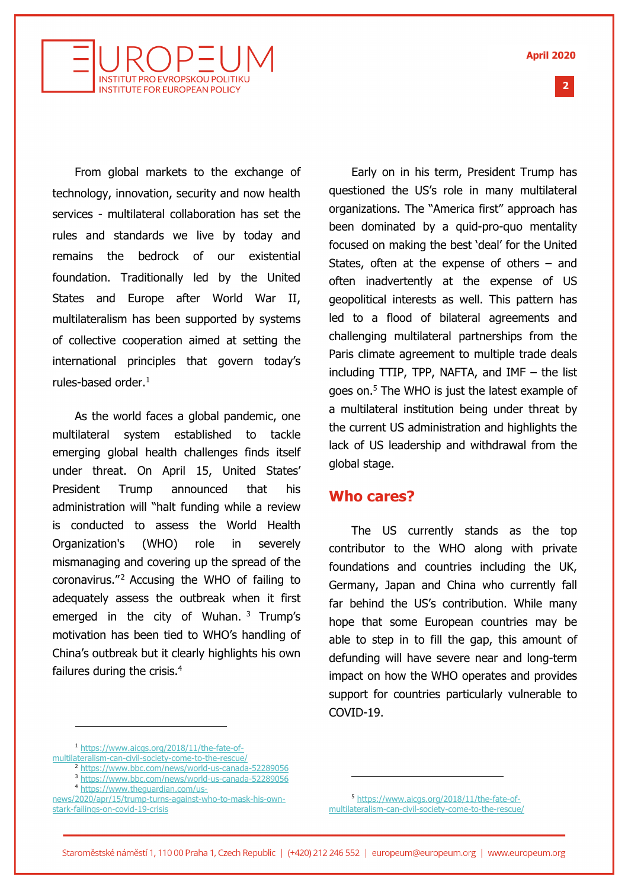From global markets to the exchange of technology, innovation, security and now health services - multilateral collaboration has set the rules and standards we live by today and remains the bedrock of our existential foundation. Traditionally led by the United States and Europe after World War II, multilateralism has been supported by systems of collective cooperation aimed at setting the international principles that govern today's rules-based order.[1]

As the world faces a global pandemic, one multilateral system established to tackle emerging global health challenges finds itself under threat. On April 15, United States' President Trump announced that his administration will "halt funding while a review is conducted to assess the World Health Organization's (WHO) role in severely mismanaging and covering up the spread of the coronavirus."[2] Accusing the WHO of failing to adequately assess the outbreak when it first emerged in the city of Wuhan.[3] Trump's motivation has been tied to WHO's handling of China's outbreak but it clearly highlights his own failures during the crisis.[4]

Early on in his term, President Trump has questioned the US's role in many multilateral organizations. The "America first" approach has been dominated by a quid-pro-quo mentality focused on making the best 'deal' for the United States, often at the expense of others – and often inadvertently at the expense of US geopolitical interests as well. This pattern has led to a flood of bilateral agreements and challenging multilateral partnerships from the Paris climate agreement to multiple trade deals including TTIP, TPP, NAFTA, and IMF – the list goes on.[5] The WHO is just the latest example of a multilateral institution being under threat by the current US administration and highlights the lack of US leadership and withdrawal from the global stage.

## Who cares?

The US currently stands as the top contributor to the WHO along with private foundations and countries including the UK, Germany, Japan and China who currently fall far behind the US's contribution. While many hope that some European countries may be able to step in to fill the gap, this amount of defunding will have severe near and long-term impact on how the WHO operates and provides support for countries particularly vulnerable to COVID-19.

---

[1] https://www.aicgs.org/2018/11/the-fate-of-multilateralism-can-civil-society-come-to-the-rescue/

[2] https://www.bbc.com/news/world-us-canada-52289056

[3] https://www.bbc.com/news/world-us-canada-52289056

[4] https://www.theguardian.com/us-news/2020/apr/15/trump-turns-against-who-to-mask-his-own-stark-failings-on-covid-19-crisis

[5] https://www.aicgs.org/2018/11/the-fate-of-multilateralism-can-civil-society-come-to-the-rescue/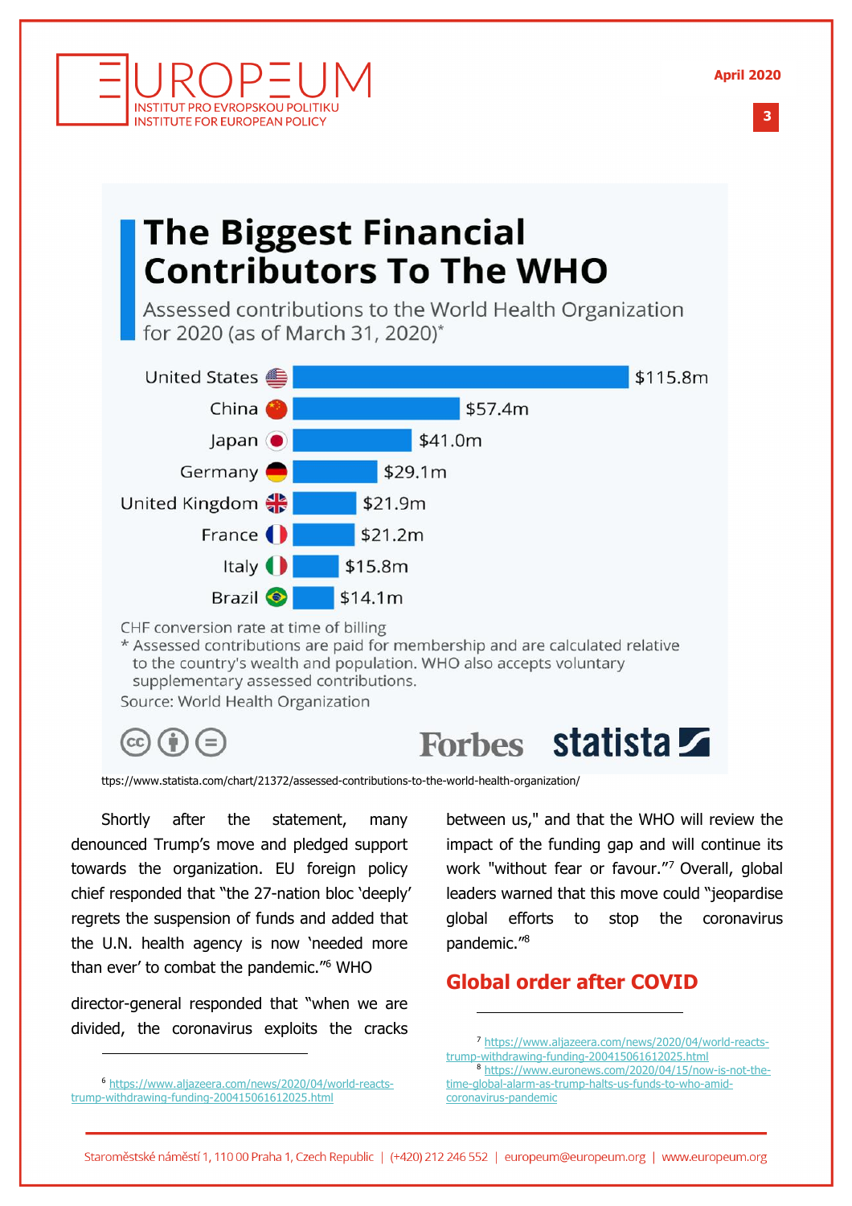## The Biggest Financial Contributors To The WHO

Assessed contributions to the World Health Organization for 2020 (as of March 31, 2020)*

| Country | Contribution |
| --- | --- |
| United States | $115.8m |
| China | $57.4m |
| Japan | $41.0m |
| Germany | $29.1m |
| United Kingdom | $21.9m |
| France | $21.2m |
| Italy | $15.8m |
| Brazil | $14.1m |

CHF conversion rate at time of billing

* Assessed contributions are paid for membership and are calculated relative to the country's wealth and population. WHO also accepts voluntary supplementary assessed contributions.

Source: World Health Organization

Forbes statista

ttps://www.statista.com/chart/21372/assessed-contributions-to-the-world-health-organization/

Shortly after the statement, many denounced Trump's move and pledged support towards the organization. EU foreign policy chief responded that "the 27-nation bloc 'deeply' regrets the suspension of funds and added that the U.N. health agency is now 'needed more than ever' to combat the pandemic."[6] WHO director-general responded that "when we are divided, the coronavirus exploits the cracks between us," and that the WHO will review the impact of the funding gap and will continue its work "without fear or favour."[7] Overall, global leaders warned that this move could "jeopardise global efforts to stop the coronavirus pandemic."[8]

## Global order after COVID

[6] https://www.aljazeera.com/news/2020/04/world-reacts-trump-withdrawing-funding-200415061612025.html

[7] https://www.aljazeera.com/news/2020/04/world-reacts-trump-withdrawing-funding-200415061612025.html

[8] https://www.euronews.com/2020/04/15/now-is-not-the-time-global-alarm-as-trump-halts-us-funds-to-who-amid-coronavirus-pandemic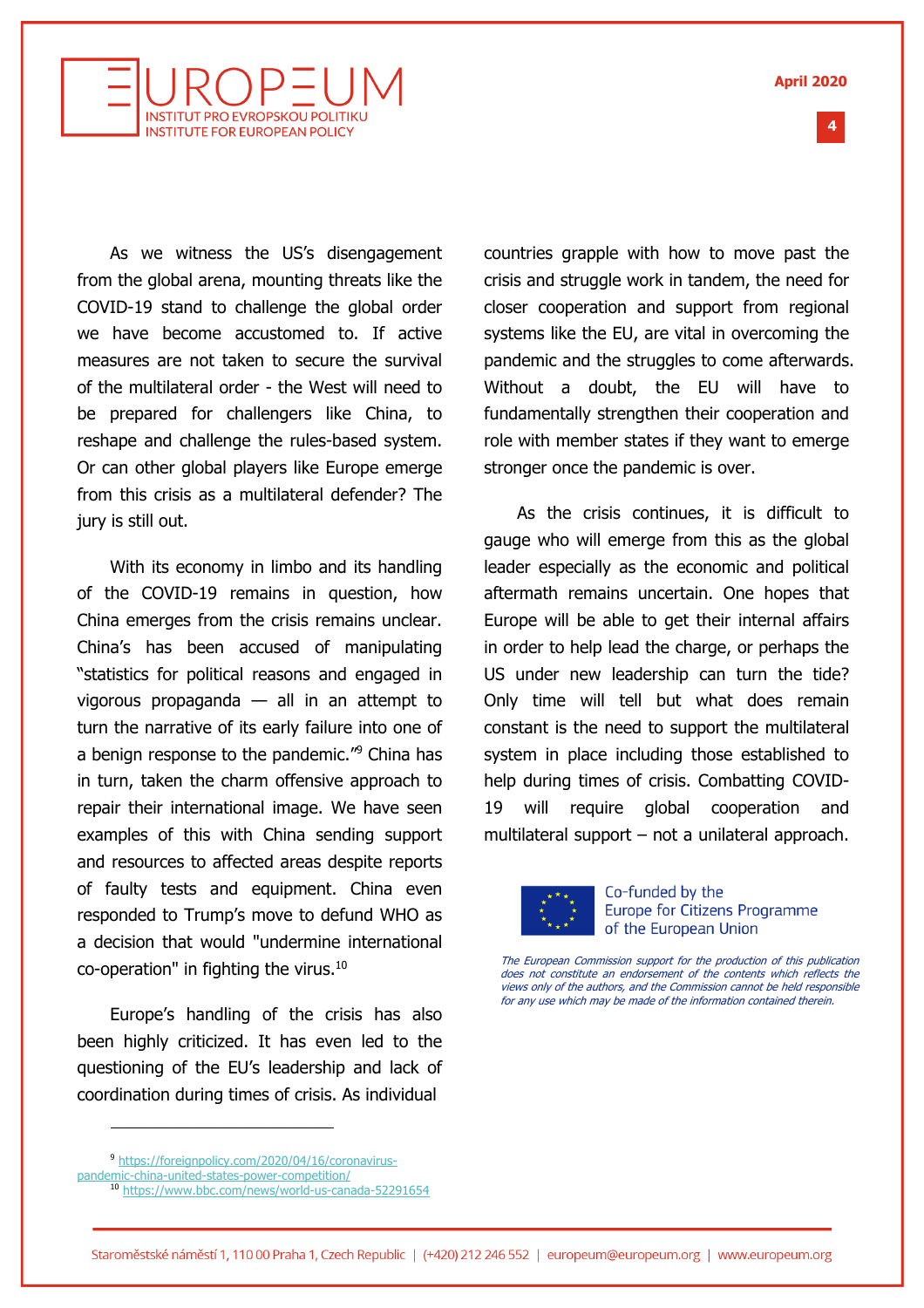As we witness the US's disengagement from the global arena, mounting threats like the COVID-19 stand to challenge the global order we have become accustomed to. If active measures are not taken to secure the survival of the multilateral order - the West will need to be prepared for challengers like China, to reshape and challenge the rules-based system. Or can other global players like Europe emerge from this crisis as a multilateral defender? The jury is still out.

With its economy in limbo and its handling of the COVID-19 remains in question, how China emerges from the crisis remains unclear. China's has been accused of manipulating "statistics for political reasons and engaged in vigorous propaganda — all in an attempt to turn the narrative of its early failure into one of a benign response to the pandemic."[9] China has in turn, taken the charm offensive approach to repair their international image. We have seen examples of this with China sending support and resources to affected areas despite reports of faulty tests and equipment. China even responded to Trump's move to defund WHO as a decision that would "undermine international co-operation" in fighting the virus.[10]

Europe's handling of the crisis has also been highly criticized. It has even led to the questioning of the EU's leadership and lack of coordination during times of crisis. As individual countries grapple with how to move past the crisis and struggle work in tandem, the need for closer cooperation and support from regional systems like the EU, are vital in overcoming the pandemic and the struggles to come afterwards. Without a doubt, the EU will have to fundamentally strengthen their cooperation and role with member states if they want to emerge stronger once the pandemic is over.

As the crisis continues, it is difficult to gauge who will emerge from this as the global leader especially as the economic and political aftermath remains uncertain. One hopes that Europe will be able to get their internal affairs in order to help lead the charge, or perhaps the US under new leadership can turn the tide? Only time will tell but what does remain constant is the need to support the multilateral system in place including those established to help during times of crisis. Combatting COVID-19 will require global cooperation and multilateral support – not a unilateral approach.

Co-funded by the Europe for Citizens Programme of the European Union

*The European Commission support for the production of this publication does not constitute an endorsement of the contents which reflects the views only of the authors, and the Commission cannot be held responsible for any use which may be made of the information contained therein.*

---

[9] https://foreignpolicy.com/2020/04/16/coronavirus-pandemic-china-united-states-power-competition/

[10] https://www.bbc.com/news/world-us-canada-52291654